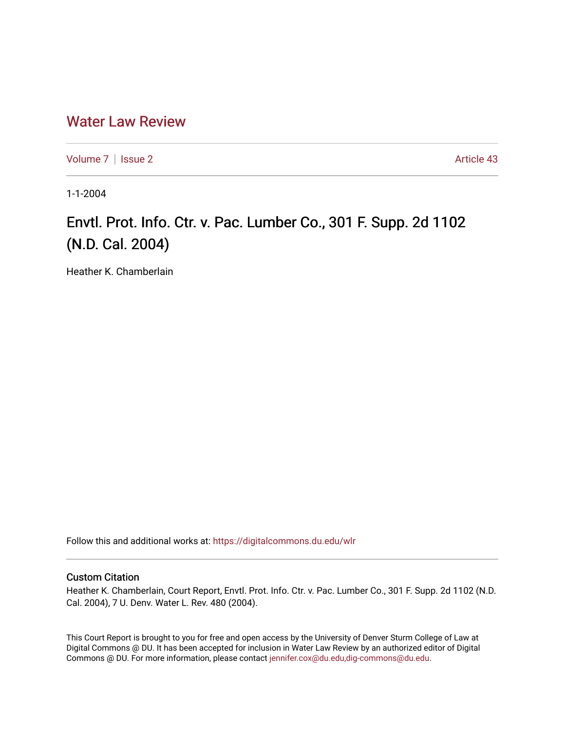Water Law Review

Volume 7 | Issue 2 Article 43

1-1-2004

# Envtl. Prot. Info. Ctr. v. Pac. Lumber Co., 301 F. Supp. 2d 1102 (N.D. Cal. 2004)

Heather K. Chamberlain

Follow this and additional works at: https://digitalcommons.du.edu/wlr

## Custom Citation

Heather K. Chamberlain, Court Report, Envtl. Prot. Info. Ctr. v. Pac. Lumber Co., 301 F. Supp. 2d 1102 (N.D. Cal. 2004), 7 U. Denv. Water L. Rev. 480 (2004).

This Court Report is brought to you for free and open access by the University of Denver Sturm College of Law at Digital Commons @ DU. It has been accepted for inclusion in Water Law Review by an authorized editor of Digital Commons @ DU. For more information, please contact jennifer.cox@du.edu,dig-commons@du.edu.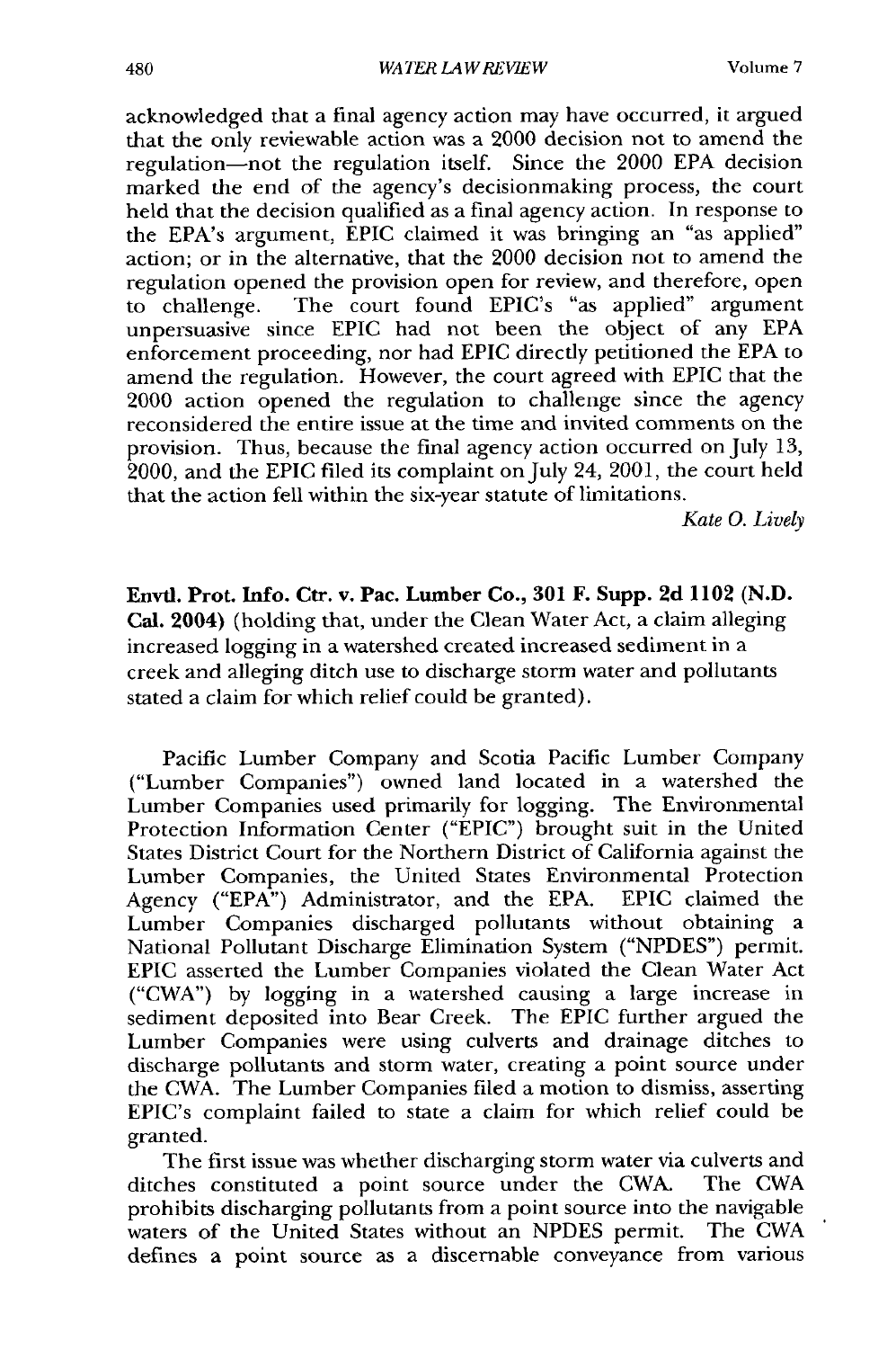acknowledged that a final agency action may have occurred, it argued that the only reviewable action was a 2000 decision not to amend the regulation—not the regulation itself. Since the 2000 EPA decision marked the end of the agency's decisionmaking process, the court held that the decision qualified as a final agency action. In response to the EPA's argument, EPIC claimed it was bringing an "as applied" action; or in the alternative, that the 2000 decision not to amend the regulation opened the provision open for review, and therefore, open to challenge. The court found EPIC's "as applied" argument unpersuasive since EPIC had not been the object of any EPA enforcement proceeding, nor had EPIC directly petitioned the EPA to amend the regulation. However, the court agreed with EPIC that the 2000 action opened the regulation to challenge since the agency reconsidered the entire issue at the time and invited comments on the provision. Thus, because the final agency action occurred on July 13, 2000, and the EPIC filed its complaint on July 24, 2001, the court held that the action fell within the six-year statute of limitations.

*Kate O. Lively*

**Envtl. Prot. Info. Ctr. v. Pac. Lumber Co., 301 F. Supp. 2d 1102 (N.D. Cal. 2004)** (holding that, under the Clean Water Act, a claim alleging increased logging in a watershed created increased sediment in a creek and alleging ditch use to discharge storm water and pollutants stated a claim for which relief could be granted).

Pacific Lumber Company and Scotia Pacific Lumber Company ("Lumber Companies") owned land located in a watershed the Lumber Companies used primarily for logging. The Environmental Protection Information Center ("EPIC") brought suit in the United States District Court for the Northern District of California against the Lumber Companies, the United States Environmental Protection Agency ("EPA") Administrator, and the EPA. EPIC claimed the Lumber Companies discharged pollutants without obtaining a National Pollutant Discharge Elimination System ("NPDES") permit. EPIC asserted the Lumber Companies violated the Clean Water Act ("CWA") by logging in a watershed causing a large increase in sediment deposited into Bear Creek. The EPIC further argued the Lumber Companies were using culverts and drainage ditches to discharge pollutants and storm water, creating a point source under the CWA. The Lumber Companies filed a motion to dismiss, asserting EPIC's complaint failed to state a claim for which relief could be granted.

The first issue was whether discharging storm water via culverts and ditches constituted a point source under the CWA. The CWA prohibits discharging pollutants from a point source into the navigable waters of the United States without an NPDES permit. The CWA defines a point source as a discernable conveyance from various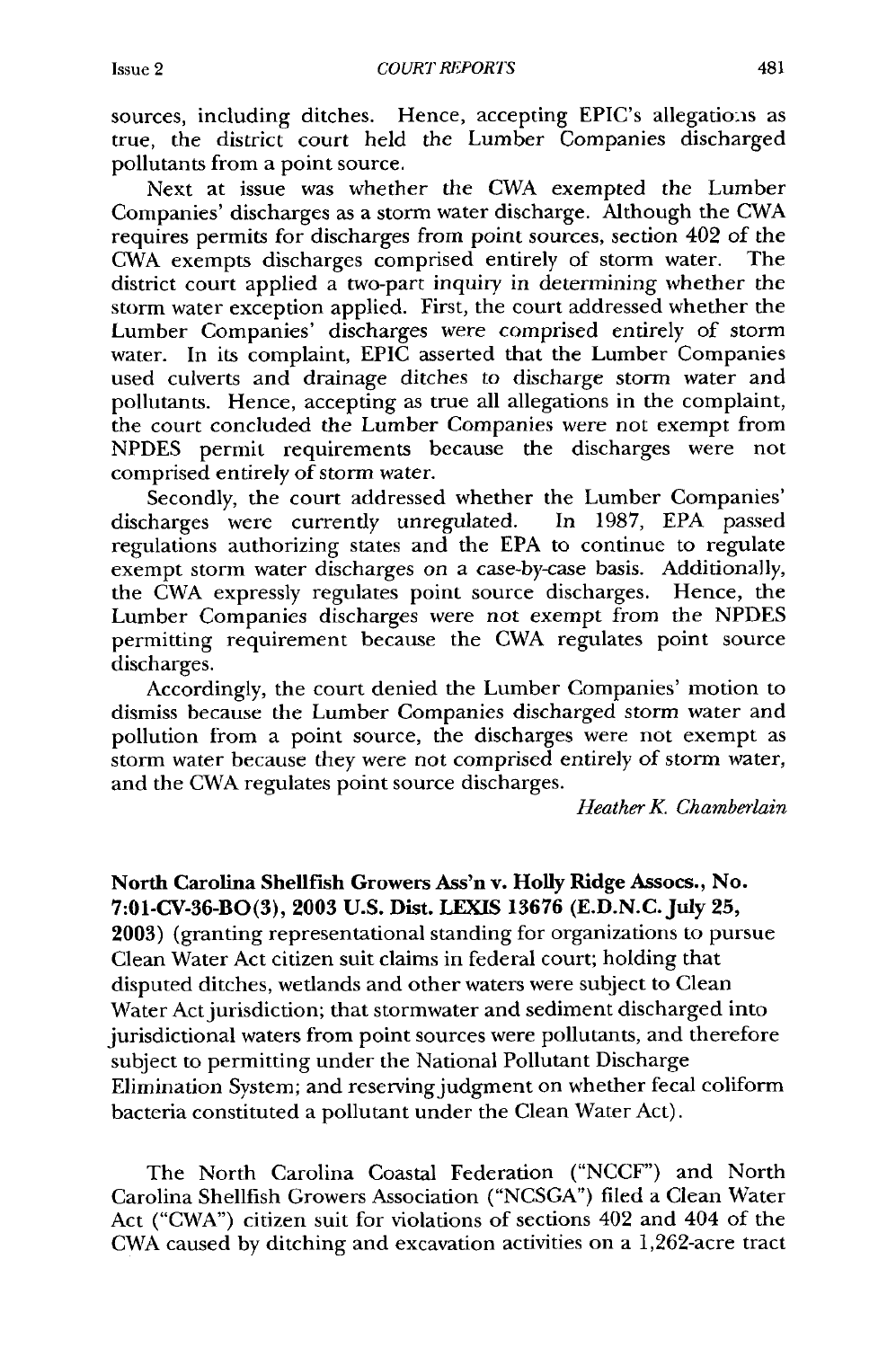sources, including ditches. Hence, accepting EPIC's allegations as true, the district court held the Lumber Companies discharged pollutants from a point source.

Next at issue was whether the CWA exempted the Lumber Companies' discharges as a storm water discharge. Although the CWA requires permits for discharges from point sources, section 402 of the CWA exempts discharges comprised entirely of storm water. The district court applied a two-part inquiry in determining whether the storm water exception applied. First, the court addressed whether the Lumber Companies' discharges were comprised entirely of storm water. In its complaint, EPIC asserted that the Lumber Companies used culverts and drainage ditches to discharge storm water and pollutants. Hence, accepting as true all allegations in the complaint, the court concluded the Lumber Companies were not exempt from NPDES permit requirements because the discharges were not comprised entirely of storm water.

Secondly, the court addressed whether the Lumber Companies' discharges were currently unregulated. In 1987, EPA passed regulations authorizing states and the EPA to continue to regulate exempt storm water discharges on a case-by-case basis. Additionally, the CWA expressly regulates point source discharges. Hence, the Lumber Companies discharges were not exempt from the NPDES permitting requirement because the CWA regulates point source discharges.

Accordingly, the court denied the Lumber Companies' motion to dismiss because the Lumber Companies discharged storm water and pollution from a point source, the discharges were not exempt as storm water because they were not comprised entirely of storm water, and the CWA regulates point source discharges.

*Heather K. Chamberlain*

**North Carolina Shellfish Growers Ass'n v. Holly Ridge Assocs., No. 7:01-CV-36-BO(3), 2003 U.S. Dist. LEXIS 13676 (E.D.N.C. July 25, 2003)** (granting representational standing for organizations to pursue Clean Water Act citizen suit claims in federal court; holding that disputed ditches, wetlands and other waters were subject to Clean Water Act jurisdiction; that stormwater and sediment discharged into jurisdictional waters from point sources were pollutants, and therefore subject to permitting under the National Pollutant Discharge Elimination System; and reserving judgment on whether fecal coliform bacteria constituted a pollutant under the Clean Water Act).

The North Carolina Coastal Federation ("NCCF") and North Carolina Shellfish Growers Association ("NCSGA") filed a Clean Water Act ("CWA") citizen suit for violations of sections 402 and 404 of the CWA caused by ditching and excavation activities on a 1,262-acre tract